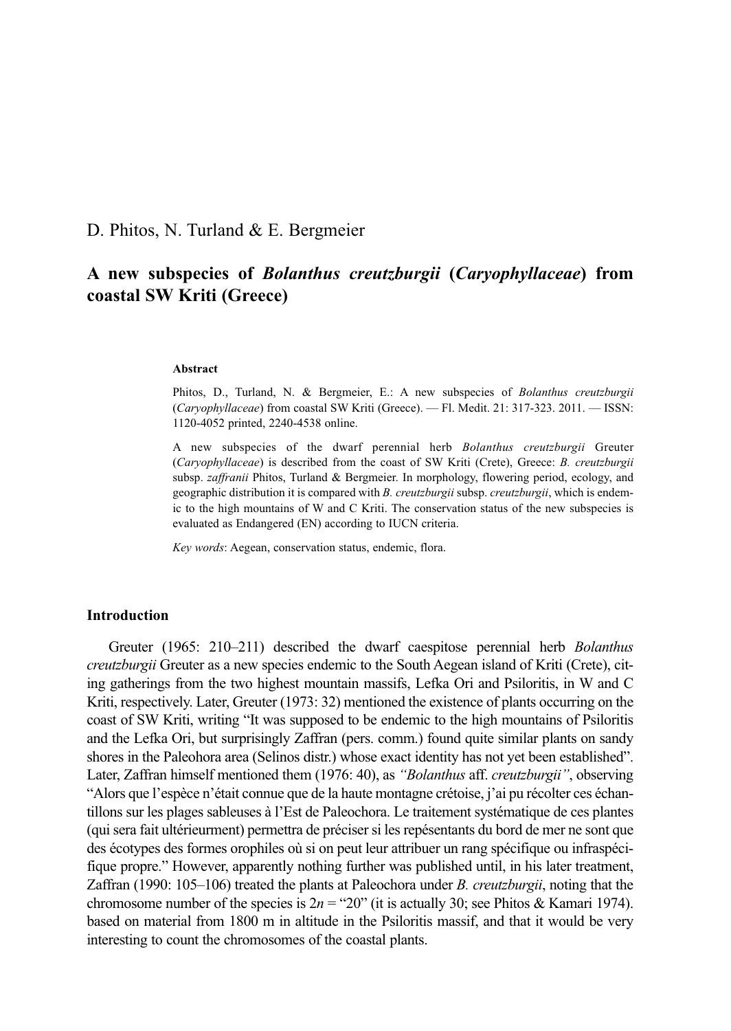D. Phitos, N. Turland & E. Bergmeier

# A new subspecies of *Bolanthus creutzburgii* (*Caryophyllaceae*) from coastal SW Kriti (Greece)

**Abstract**

Phitos, D., Turland, N. & Bergmeier, E.: A new subspecies of *Bolanthus creutzburgii* (*Caryophyllaceae*) from coastal SW Kriti (Greece). — Fl. Medit. 21: 317-323. 2011. — ISSN: 1120-4052 printed, 2240-4538 online.

A new subspecies of the dwarf perennial herb *Bolanthus creutzburgii* Greuter (*Caryophyllaceae*) is described from the coast of SW Kriti (Crete), Greece: *B. creutzburgii* subsp. *zaffranii* Phitos, Turland & Bergmeier. In morphology, flowering period, ecology, and geographic distribution it is compared with *B. creutzburgii* subsp. *creutzburgii*, which is endemic to the high mountains of W and C Kriti. The conservation status of the new subspecies is evaluated as Endangered (EN) according to IUCN criteria.

*Key words*: Aegean, conservation status, endemic, flora.

## Introduction

Greuter (1965: 210–211) described the dwarf caespitose perennial herb *Bolanthus creutzburgii* Greuter as a new species endemic to the South Aegean island of Kriti (Crete), citing gatherings from the two highest mountain massifs, Lefka Ori and Psiloritis, in W and C Kriti, respectively. Later, Greuter (1973: 32) mentioned the existence of plants occurring on the coast of SW Kriti, writing "It was supposed to be endemic to the high mountains of Psiloritis and the Lefka Ori, but surprisingly Zaffran (pers. comm.) found quite similar plants on sandy shores in the Paleohora area (Selinos distr.) whose exact identity has not yet been established". Later, Zaffran himself mentioned them (1976: 40), as *"Bolanthus* aff. *creutzburgii"*, observing "Alors que l'espèce n'était connue que de la haute montagne crétoise, j'ai pu récolter ces échantillons sur les plages sableuses à l'Est de Paleochora. Le traitement systématique de ces plantes (qui sera fait ultérieurment) permettra de préciser si les repésentants du bord de mer ne sont que des écotypes des formes orophiles où si on peut leur attribuer un rang spécifique ou infraspécifique propre." However, apparently nothing further was published until, in his later treatment, Zaffran (1990: 105–106) treated the plants at Paleochora under *B. creutzburgii*, noting that the chromosome number of the species is $2n$ = "20" (it is actually 30; see Phitos & Kamari 1974). based on material from 1800 m in altitude in the Psiloritis massif, and that it would be very interesting to count the chromosomes of the coastal plants.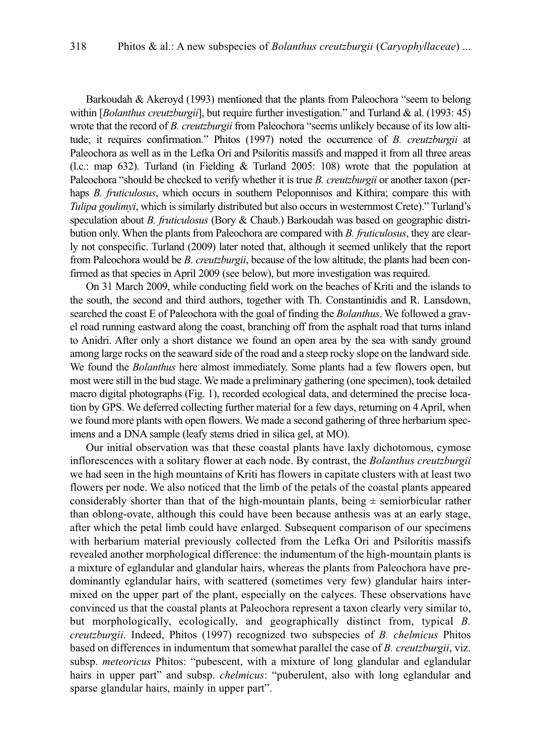Barkoudah & Akeroyd (1993) mentioned that the plants from Paleochora "seem to belong within [*Bolanthus creutzburgii*], but require further investigation." and Turland & al. (1993: 45) wrote that the record of *B. creutzburgii* from Paleochora "seems unlikely because of its low altitude; it requires confirmation." Phitos (1997) noted the occurrence of *B. creutzburgii* at Paleochora as well as in the Lefka Ori and Psiloritis massifs and mapped it from all three areas (l.c.: map 632). Turland (in Fielding & Turland 2005: 108) wrote that the population at Paleochora "should be checked to verify whether it is true *B. creutzburgii* or another taxon (perhaps *B. fruticulosus*, which occurs in southern Peloponnisos and Kithira; compare this with *Tulipa goulimyi*, which is similarly distributed but also occurs in westernmost Crete)." Turland's speculation about *B. fruticulosus* (Bory & Chaub.) Barkoudah was based on geographic distribution only. When the plants from Paleochora are compared with *B. fruticulosus*, they are clearly not conspecific. Turland (2009) later noted that, although it seemed unlikely that the report from Paleochora would be *B. creutzburgii*, because of the low altitude, the plants had been confirmed as that species in April 2009 (see below), but more investigation was required.

On 31 March 2009, while conducting field work on the beaches of Kriti and the islands to the south, the second and third authors, together with Th. Constantinidis and R. Lansdown, searched the coast E of Paleochora with the goal of finding the *Bolanthus*. We followed a gravel road running eastward along the coast, branching off from the asphalt road that turns inland to Anidri. After only a short distance we found an open area by the sea with sandy ground among large rocks on the seaward side of the road and a steep rocky slope on the landward side. We found the *Bolanthus* here almost immediately. Some plants had a few flowers open, but most were still in the bud stage. We made a preliminary gathering (one specimen), took detailed macro digital photographs (Fig. 1), recorded ecological data, and determined the precise location by GPS. We deferred collecting further material for a few days, returning on 4 April, when we found more plants with open flowers. We made a second gathering of three herbarium specimens and a DNA sample (leafy stems dried in silica gel, at MO).

Our initial observation was that these coastal plants have laxly dichotomous, cymose inflorescences with a solitary flower at each node. By contrast, the *Bolanthus creutzburgii* we had seen in the high mountains of Kriti has flowers in capitate clusters with at least two flowers per node. We also noticed that the limb of the petals of the coastal plants appeared considerably shorter than that of the high-mountain plants, being ± semiorbicular rather than oblong-ovate, although this could have been because anthesis was at an early stage, after which the petal limb could have enlarged. Subsequent comparison of our specimens with herbarium material previously collected from the Lefka Ori and Psiloritis massifs revealed another morphological difference: the indumentum of the high-mountain plants is a mixture of eglandular and glandular hairs, whereas the plants from Paleochora have predominantly eglandular hairs, with scattered (sometimes very few) glandular hairs intermixed on the upper part of the plant, especially on the calyces. These observations have convinced us that the coastal plants at Paleochora represent a taxon clearly very similar to, but morphologically, ecologically, and geographically distinct from, typical *B. creutzburgii*. Indeed, Phitos (1997) recognized two subspecies of *B. chelmicus* Phitos based on differences in indumentum that somewhat parallel the case of *B. creutzburgii*, viz. subsp. *meteoricus* Phitos: "pubescent, with a mixture of long glandular and eglandular hairs in upper part" and subsp. *chelmicus*: "puberulent, also with long eglandular and sparse glandular hairs, mainly in upper part".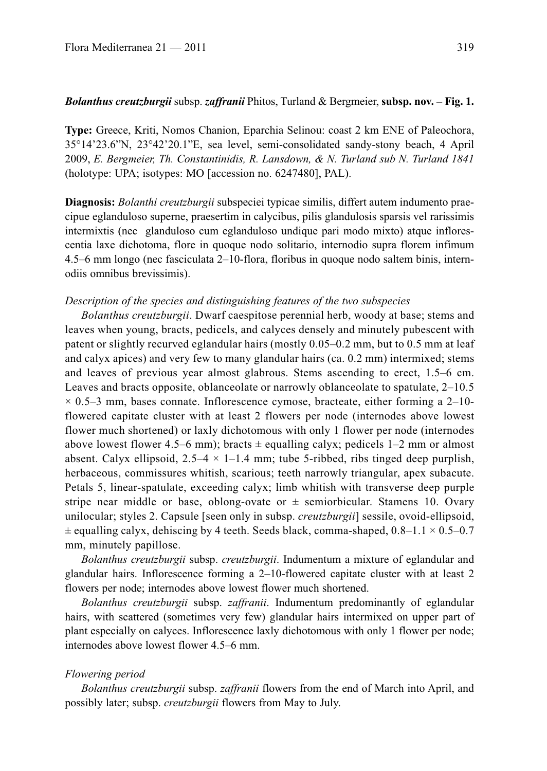***Bolanthus creutzburgii*** **subsp.** ***zaffranii*** **Phitos, Turland & Bergmeier, subsp. nov. – Fig. 1.**

**Type:** Greece, Kriti, Nomos Chanion, Eparchia Selinou: coast 2 km ENE of Paleochora, 35°14'23.6"N, 23°42'20.1"E, sea level, semi-consolidated sandy-stony beach, 4 April 2009, *E. Bergmeier, Th. Constantinidis, R. Lansdown, & N. Turland sub N. Turland 1841* (holotype: UPA; isotypes: MO [accession no. 6247480], PAL).

**Diagnosis:** *Bolanthi creutzburgii* subspeciei typicae similis, differt autem indumento praecipue eglanduloso superne, praesertim in calycibus, pilis glandulosis sparsis vel rarissimis intermixtis (nec glanduloso cum eglanduloso undique pari modo mixto) atque inflorescentia laxe dichotoma, flore in quoque nodo solitario, internodio supra florem infimum 4.5–6 mm longo (nec fasciculata 2–10-flora, floribus in quoque nodo saltem binis, internodiis omnibus brevissimis).

*Description of the species and distinguishing features of the two subspecies*

*Bolanthus creutzburgii*. Dwarf caespitose perennial herb, woody at base; stems and leaves when young, bracts, pedicels, and calyces densely and minutely pubescent with patent or slightly recurved eglandular hairs (mostly 0.05–0.2 mm, but to 0.5 mm at leaf and calyx apices) and very few to many glandular hairs (ca. 0.2 mm) intermixed; stems and leaves of previous year almost glabrous. Stems ascending to erect, 1.5–6 cm. Leaves and bracts opposite, oblanceolate or narrowly oblanceolate to spatulate, 2–10.5 × 0.5–3 mm, bases connate. Inflorescence cymose, bracteate, either forming a 2–10-flowered capitate cluster with at least 2 flowers per node (internodes above lowest flower much shortened) or laxly dichotomous with only 1 flower per node (internodes above lowest flower 4.5–6 mm); bracts ± equalling calyx; pedicels 1–2 mm or almost absent. Calyx ellipsoid, 2.5–4 × 1–1.4 mm; tube 5-ribbed, ribs tinged deep purplish, herbaceous, commissures whitish, scarious; teeth narrowly triangular, apex subacute. Petals 5, linear-spatulate, exceeding calyx; limb whitish with transverse deep purple stripe near middle or base, oblong-ovate or ± semiorbicular. Stamens 10. Ovary unilocular; styles 2. Capsule [seen only in subsp. *creutzburgii*] sessile, ovoid-ellipsoid, ± equalling calyx, dehiscing by 4 teeth. Seeds black, comma-shaped, 0.8–1.1 × 0.5–0.7 mm, minutely papillose.

*Bolanthus creutzburgii* subsp. *creutzburgii*. Indumentum a mixture of eglandular and glandular hairs. Inflorescence forming a 2–10-flowered capitate cluster with at least 2 flowers per node; internodes above lowest flower much shortened.

*Bolanthus creutzburgii* subsp. *zaffranii*. Indumentum predominantly of eglandular hairs, with scattered (sometimes very few) glandular hairs intermixed on upper part of plant especially on calyces. Inflorescence laxly dichotomous with only 1 flower per node; internodes above lowest flower 4.5–6 mm.

*Flowering period*

*Bolanthus creutzburgii* subsp. *zaffranii* flowers from the end of March into April, and possibly later; subsp. *creutzburgii* flowers from May to July.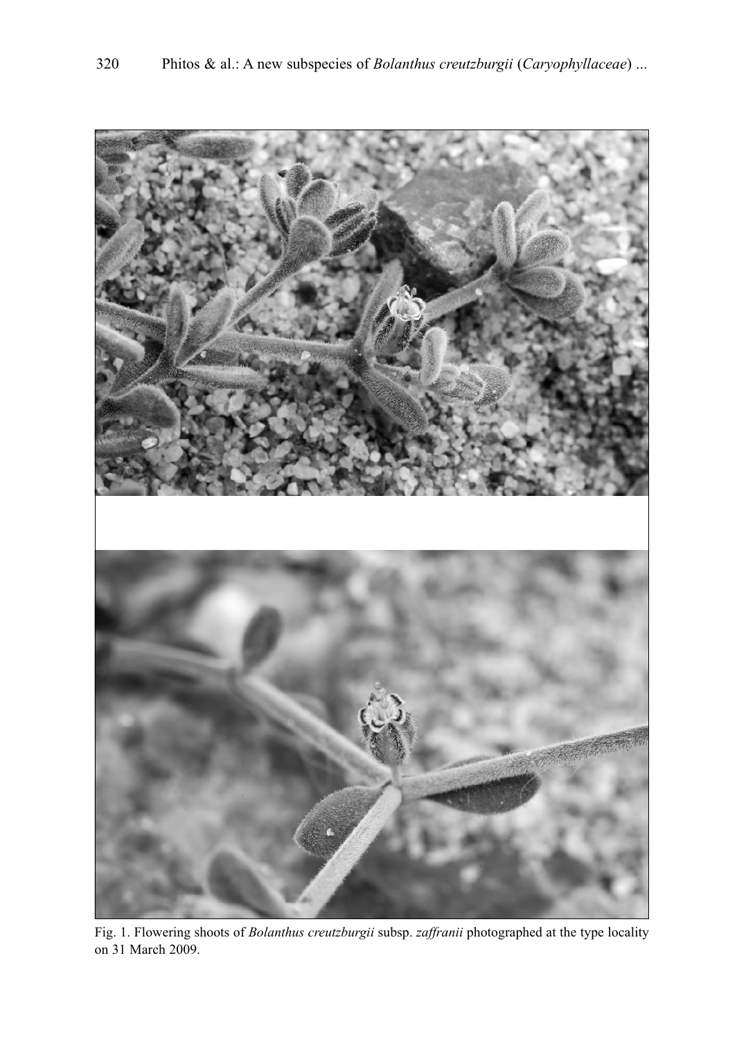Fig. 1. Flowering shoots of *Bolanthus creutzburgii* subsp. *zaffranii* photographed at the type locality on 31 March 2009.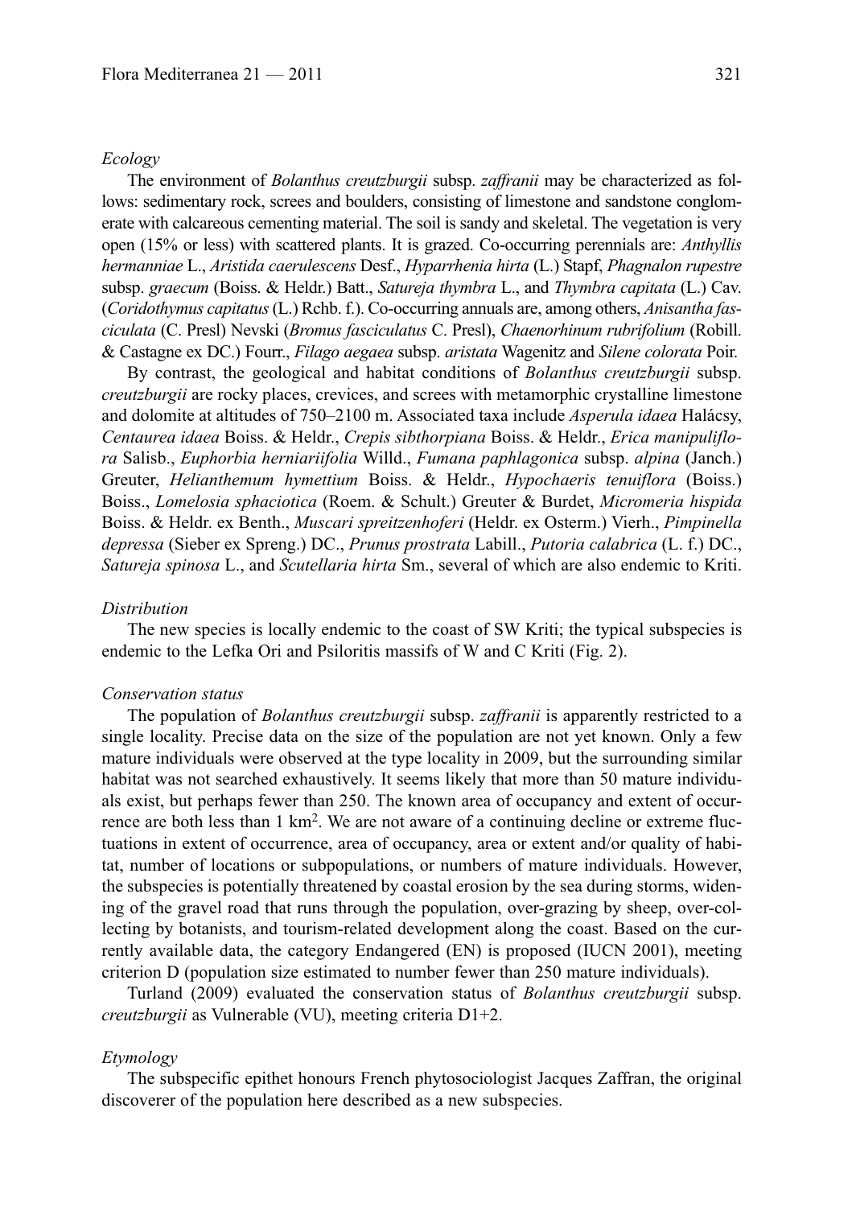*Ecology*

The environment of *Bolanthus creutzburgii* subsp. *zaffranii* may be characterized as follows: sedimentary rock, screes and boulders, consisting of limestone and sandstone conglomerate with calcareous cementing material. The soil is sandy and skeletal. The vegetation is very open (15% or less) with scattered plants. It is grazed. Co-occurring perennials are: *Anthyllis hermanniae* L., *Aristida caerulescens* Desf., *Hyparrhenia hirta* (L.) Stapf, *Phagnalon rupestre* subsp. *graecum* (Boiss. & Heldr.) Batt., *Satureja thymbra* L., and *Thymbra capitata* (L.) Cav. (*Coridothymus capitatus* (L.) Rchb. f.). Co-occurring annuals are, among others, *Anisantha fasciculata* (C. Presl) Nevski (*Bromus fasciculatus* C. Presl), *Chaenorhinum rubrifolium* (Robill. & Castagne ex DC.) Fourr., *Filago aegaea* subsp. *aristata* Wagenitz and *Silene colorata* Poir.

By contrast, the geological and habitat conditions of *Bolanthus creutzburgii* subsp. *creutzburgii* are rocky places, crevices, and screes with metamorphic crystalline limestone and dolomite at altitudes of 750–2100 m. Associated taxa include *Asperula idaea* Halácsy, *Centaurea idaea* Boiss. & Heldr., *Crepis sibthorpiana* Boiss. & Heldr., *Erica manipuliflora* Salisb., *Euphorbia herniariifolia* Willd., *Fumana paphlagonica* subsp. *alpina* (Janch.) Greuter, *Helianthemum hymettium* Boiss. & Heldr., *Hypochaeris tenuiflora* (Boiss.) Boiss., *Lomelosia sphaciotica* (Roem. & Schult.) Greuter & Burdet, *Micromeria hispida* Boiss. & Heldr. ex Benth., *Muscari spreitzenhoferi* (Heldr. ex Osterm.) Vierh., *Pimpinella depressa* (Sieber ex Spreng.) DC., *Prunus prostrata* Labill., *Putoria calabrica* (L. f.) DC., *Satureja spinosa* L., and *Scutellaria hirta* Sm., several of which are also endemic to Kriti.

*Distribution*

The new species is locally endemic to the coast of SW Kriti; the typical subspecies is endemic to the Lefka Ori and Psiloritis massifs of W and C Kriti (Fig. 2).

*Conservation status*

The population of *Bolanthus creutzburgii* subsp. *zaffranii* is apparently restricted to a single locality. Precise data on the size of the population are not yet known. Only a few mature individuals were observed at the type locality in 2009, but the surrounding similar habitat was not searched exhaustively. It seems likely that more than 50 mature individuals exist, but perhaps fewer than 250. The known area of occupancy and extent of occurrence are both less than 1 km$^2$. We are not aware of a continuing decline or extreme fluctuations in extent of occurrence, area of occupancy, area or extent and/or quality of habitat, number of locations or subpopulations, or numbers of mature individuals. However, the subspecies is potentially threatened by coastal erosion by the sea during storms, widening of the gravel road that runs through the population, over-grazing by sheep, over-collecting by botanists, and tourism-related development along the coast. Based on the currently available data, the category Endangered (EN) is proposed (IUCN 2001), meeting criterion D (population size estimated to number fewer than 250 mature individuals).

Turland (2009) evaluated the conservation status of *Bolanthus creutzburgii* subsp. *creutzburgii* as Vulnerable (VU), meeting criteria D1+2.

*Etymology*

The subspecific epithet honours French phytosociologist Jacques Zaffran, the original discoverer of the population here described as a new subspecies.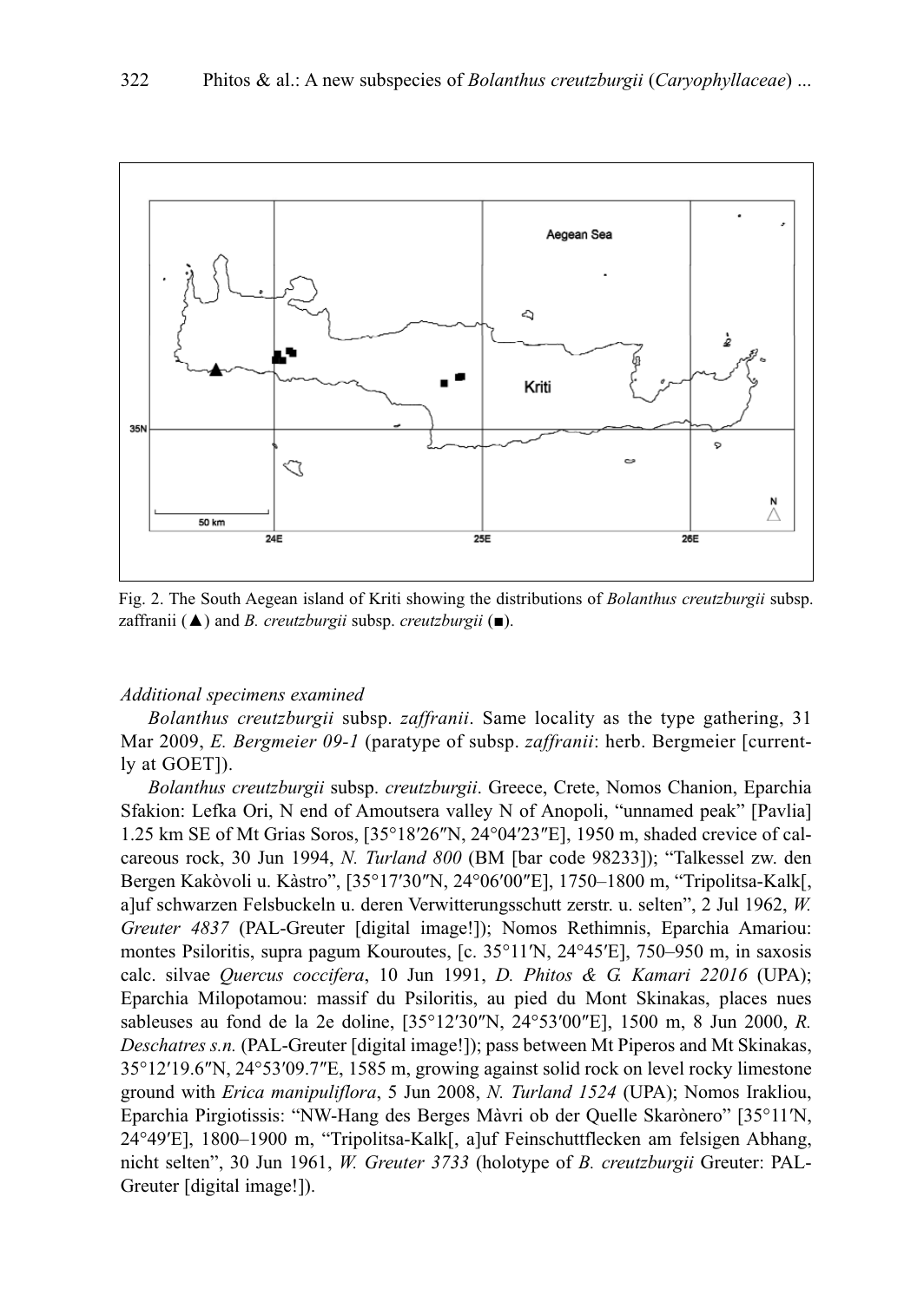Fig. 2. The South Aegean island of Kriti showing the distributions of *Bolanthus creutzburgii* subsp. zaffranii (▲) and *B. creutzburgii* subsp. *creutzburgii* (■).

*Additional specimens examined*

*Bolanthus creutzburgii* subsp. *zaffranii*. Same locality as the type gathering, 31 Mar 2009, *E. Bergmeier 09-1* (paratype of subsp. *zaffranii*: herb. Bergmeier [currently at GOET]).

*Bolanthus creutzburgii* subsp. *creutzburgii*. Greece, Crete, Nomos Chanion, Eparchia Sfakion: Lefka Ori, N end of Amoutsera valley N of Anopoli, "unnamed peak" [Pavlia] 1.25 km SE of Mt Grias Soros, [35°18′26″N, 24°04′23″E], 1950 m, shaded crevice of calcareous rock, 30 Jun 1994, *N. Turland 800* (BM [bar code 98233]); "Talkessel zw. den Bergen Kakòvoli u. Kàstro", [35°17′30″N, 24°06′00″E], 1750–1800 m, "Tripolitsa-Kalk[, a]uf schwarzen Felsbuckeln u. deren Verwitterungsschutt zerstr. u. selten", 2 Jul 1962, *W. Greuter 4837* (PAL-Greuter [digital image!]); Nomos Rethimnis, Eparchia Amariou: montes Psiloritis, supra pagum Kouroutes, [c. 35°11′N, 24°45′E], 750–950 m, in saxosis calc. silvae *Quercus coccifera*, 10 Jun 1991, *D. Phitos & G. Kamari 22016* (UPA); Eparchia Milopotamou: massif du Psiloritis, au pied du Mont Skinakas, places nues sableuses au fond de la 2e doline, [35°12′30″N, 24°53′00″E], 1500 m, 8 Jun 2000, *R. Deschatres s.n.* (PAL-Greuter [digital image!]); pass between Mt Piperos and Mt Skinakas, 35°12′19.6″N, 24°53′09.7″E, 1585 m, growing against solid rock on level rocky limestone ground with *Erica manipuliflora*, 5 Jun 2008, *N. Turland 1524* (UPA); Nomos Irakliou, Eparchia Pirgiotissis: "NW-Hang des Berges Màvri ob der Quelle Skarònero" [35°11′N, 24°49′E], 1800–1900 m, "Tripolitsa-Kalk[, a]uf Feinschuttflecken am felsigen Abhang, nicht selten", 30 Jun 1961, *W. Greuter 3733* (holotype of *B. creutzburgii* Greuter: PAL-Greuter [digital image!]).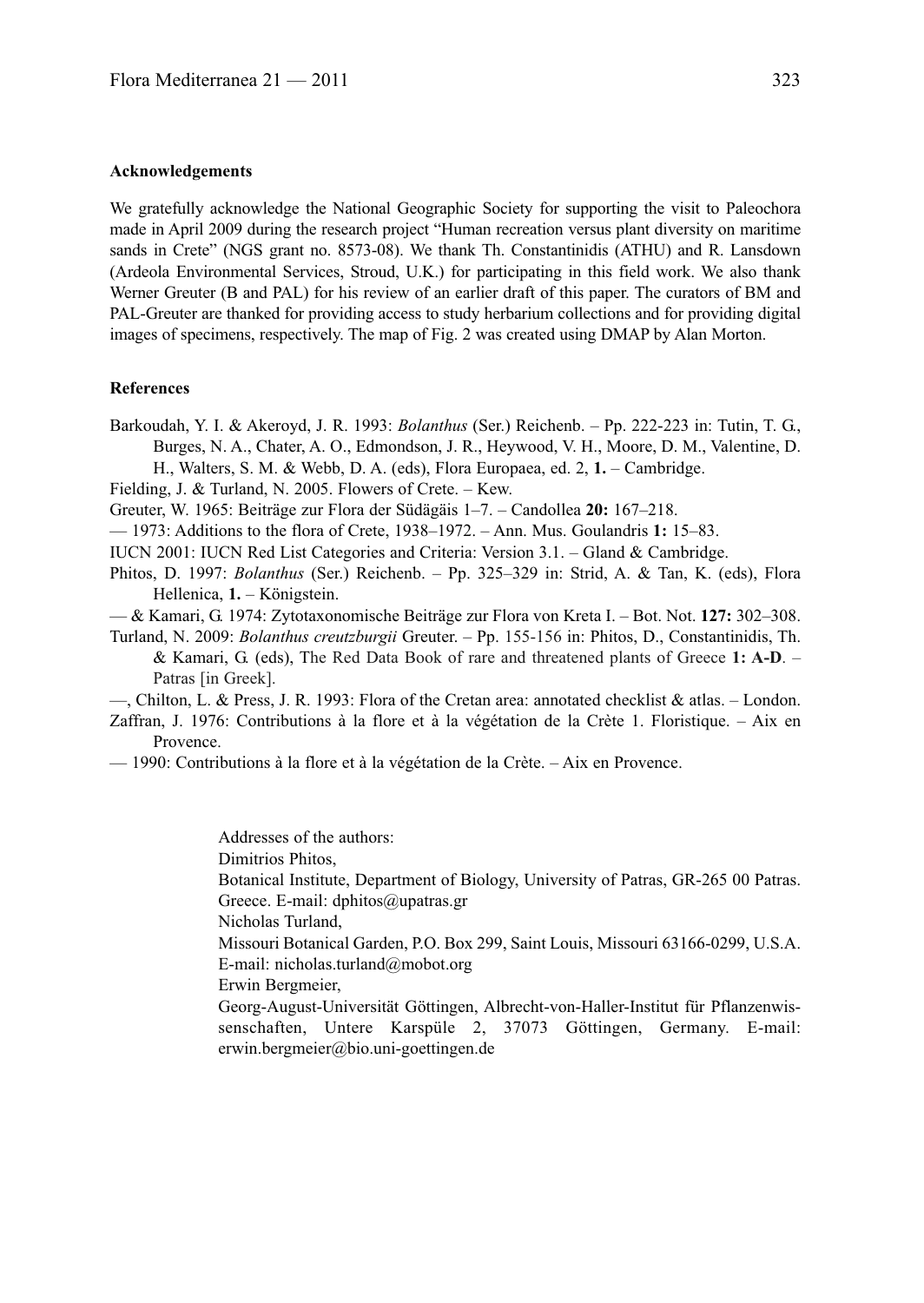#### Acknowledgements

We gratefully acknowledge the National Geographic Society for supporting the visit to Paleochora made in April 2009 during the research project "Human recreation versus plant diversity on maritime sands in Crete" (NGS grant no. 8573-08). We thank Th. Constantinidis (ATHU) and R. Lansdown (Ardeola Environmental Services, Stroud, U.K.) for participating in this field work. We also thank Werner Greuter (B and PAL) for his review of an earlier draft of this paper. The curators of BM and PAL-Greuter are thanked for providing access to study herbarium collections and for providing digital images of specimens, respectively. The map of Fig. 2 was created using DMAP by Alan Morton.

#### References

Barkoudah, Y. I. & Akeroyd, J. R. 1993: *Bolanthus* (Ser.) Reichenb. – Pp. 222-223 in: Tutin, T. G., Burges, N. A., Chater, A. O., Edmondson, J. R., Heywood, V. H., Moore, D. M., Valentine, D. H., Walters, S. M. & Webb, D. A. (eds), Flora Europaea, ed. 2, **1.** – Cambridge.

Fielding, J. & Turland, N. 2005. Flowers of Crete. – Kew.

Greuter, W. 1965: Beiträge zur Flora der Südägäis 1–7. – Candollea **20:** 167–218.

— 1973: Additions to the flora of Crete, 1938–1972. – Ann. Mus. Goulandris **1:** 15–83.

IUCN 2001: IUCN Red List Categories and Criteria: Version 3.1. – Gland & Cambridge.

Phitos, D. 1997: *Bolanthus* (Ser.) Reichenb. – Pp. 325–329 in: Strid, A. & Tan, K. (eds), Flora Hellenica, **1.** – Königstein.

— & Kamari, G. 1974: Zytotaxonomische Beiträge zur Flora von Kreta I. – Bot. Not. **127:** 302–308.

Turland, N. 2009: *Bolanthus creutzburgii* Greuter. – Pp. 155-156 in: Phitos, D., Constantinidis, Th. & Kamari, G. (eds), The Red Data Book of rare and threatened plants of Greece **1: A-D**. – Patras [in Greek].

—, Chilton, L. & Press, J. R. 1993: Flora of the Cretan area: annotated checklist & atlas. – London.

Zaffran, J. 1976: Contributions à la flore et à la végétation de la Crète 1. Floristique. – Aix en Provence.

— 1990: Contributions à la flore et à la végétation de la Crète. – Aix en Provence.

Addresses of the authors:
Dimitrios Phitos,
Botanical Institute, Department of Biology, University of Patras, GR-265 00 Patras. Greece. E-mail: dphitos@upatras.gr
Nicholas Turland,
Missouri Botanical Garden, P.O. Box 299, Saint Louis, Missouri 63166-0299, U.S.A. E-mail: nicholas.turland@mobot.org
Erwin Bergmeier,
Georg-August-Universität Göttingen, Albrecht-von-Haller-Institut für Pflanzenwissenschaften, Untere Karspüle 2, 37073 Göttingen, Germany. E-mail: erwin.bergmeier@bio.uni-goettingen.de